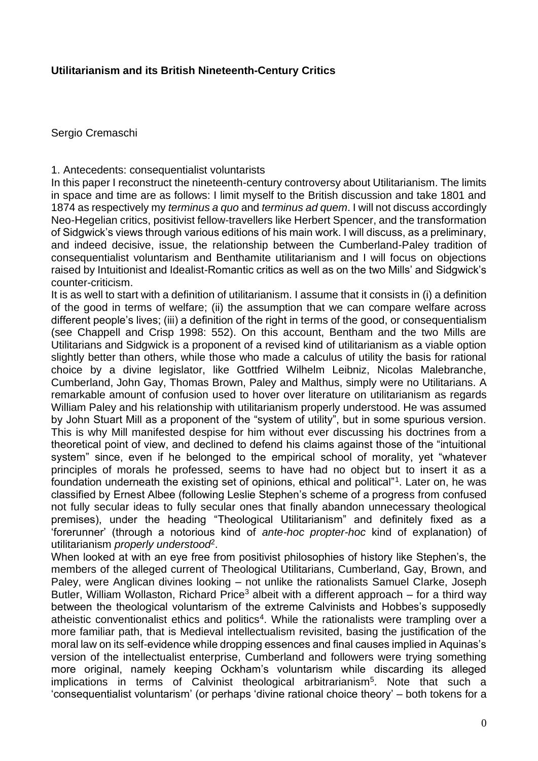**Utilitarianism and its British Nineteenth-Century Critics**

Sergio Cremaschi

1. Antecedents: consequentialist voluntarists

In this paper I reconstruct the nineteenth-century controversy about Utilitarianism. The limits in space and time are as follows: I limit myself to the British discussion and take 1801 and 1874 as respectively my *terminus a quo* and *terminus ad quem*. I will not discuss accordingly Neo-Hegelian critics, positivist fellow-travellers like Herbert Spencer, and the transformation of Sidgwick's views through various editions of his main work. I will discuss, as a preliminary, and indeed decisive, issue, the relationship between the Cumberland-Paley tradition of consequentialist voluntarism and Benthamite utilitarianism and I will focus on objections raised by Intuitionist and Idealist-Romantic critics as well as on the two Mills' and Sidgwick's counter-criticism.

It is as well to start with a definition of utilitarianism. I assume that it consists in (i) a definition of the good in terms of welfare; (ii) the assumption that we can compare welfare across different people's lives; (iii) a definition of the right in terms of the good, or consequentialism (see Chappell and Crisp 1998: 552). On this account, Bentham and the two Mills are Utilitarians and Sidgwick is a proponent of a revised kind of utilitarianism as a viable option slightly better than others, while those who made a calculus of utility the basis for rational choice by a divine legislator, like Gottfried Wilhelm Leibniz, Nicolas Malebranche, Cumberland, John Gay, Thomas Brown, Paley and Malthus, simply were no Utilitarians. A remarkable amount of confusion used to hover over literature on utilitarianism as regards William Paley and his relationship with utilitarianism properly understood. He was assumed by John Stuart Mill as a proponent of the "system of utility", but in some spurious version. This is why Mill manifested despise for him without ever discussing his doctrines from a theoretical point of view, and declined to defend his claims against those of the "intuitional system" since, even if he belonged to the empirical school of morality, yet "whatever principles of morals he professed, seems to have had no object but to insert it as a foundation underneath the existing set of opinions, ethical and political"[1]. Later on, he was classified by Ernest Albee (following Leslie Stephen's scheme of a progress from confused not fully secular ideas to fully secular ones that finally abandon unnecessary theological premises), under the heading "Theological Utilitarianism" and definitely fixed as a 'forerunner' (through a notorious kind of *ante-hoc propter-hoc* kind of explanation) of utilitarianism *properly understood*[2].

When looked at with an eye free from positivist philosophies of history like Stephen's, the members of the alleged current of Theological Utilitarians, Cumberland, Gay, Brown, and Paley, were Anglican divines looking – not unlike the rationalists Samuel Clarke, Joseph Butler, William Wollaston, Richard Price[3] albeit with a different approach – for a third way between the theological voluntarism of the extreme Calvinists and Hobbes's supposedly atheistic conventionalist ethics and politics[4]. While the rationalists were trampling over a more familiar path, that is Medieval intellectualism revisited, basing the justification of the moral law on its self-evidence while dropping essences and final causes implied in Aquinas's version of the intellectualist enterprise, Cumberland and followers were trying something more original, namely keeping Ockham's voluntarism while discarding its alleged implications in terms of Calvinist theological arbitrarianism[5]. Note that such a 'consequentialist voluntarism' (or perhaps 'divine rational choice theory' – both tokens for a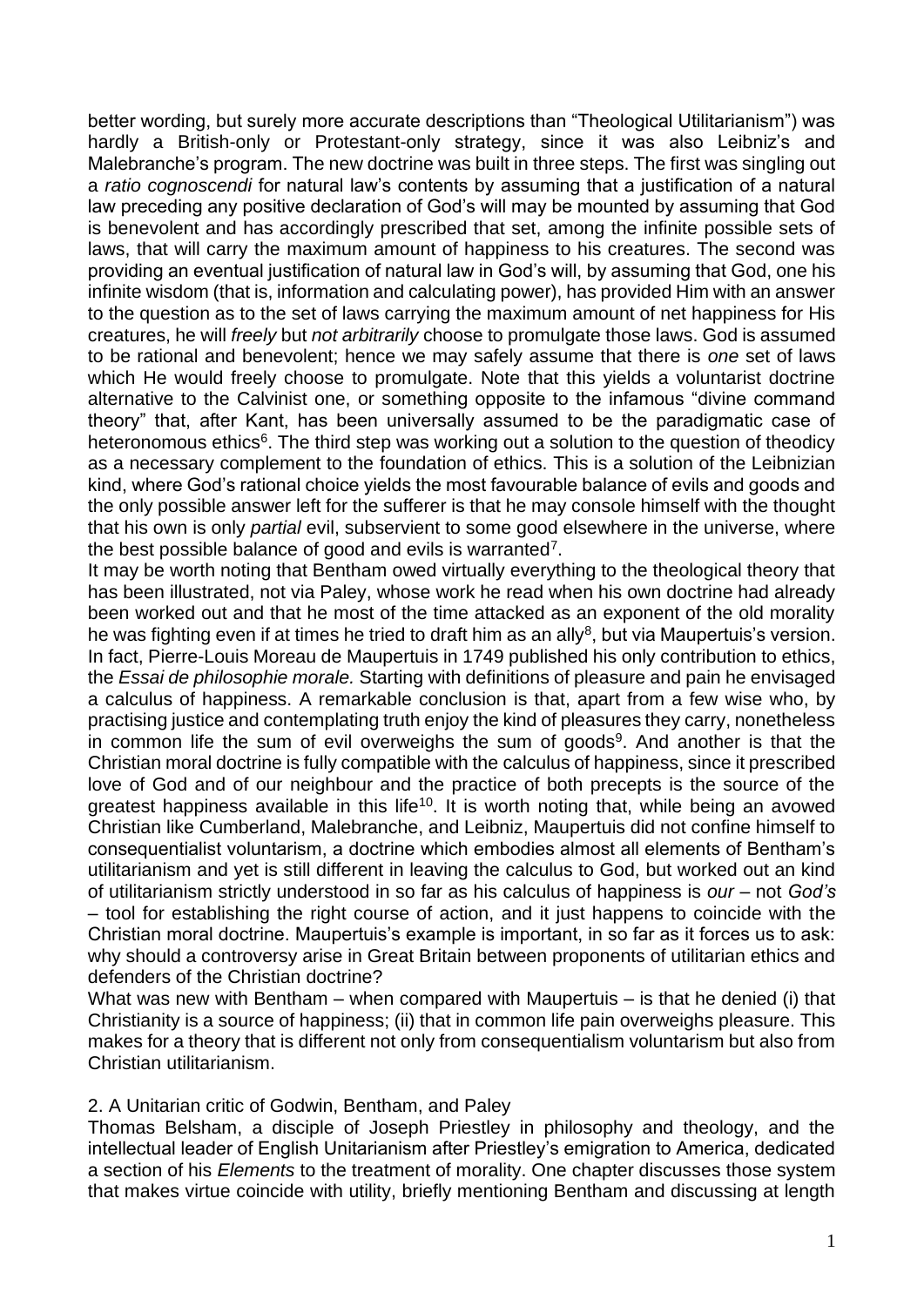better wording, but surely more accurate descriptions than "Theological Utilitarianism") was hardly a British-only or Protestant-only strategy, since it was also Leibniz's and Malebranche's program. The new doctrine was built in three steps. The first was singling out a *ratio cognoscendi* for natural law's contents by assuming that a justification of a natural law preceding any positive declaration of God's will may be mounted by assuming that God is benevolent and has accordingly prescribed that set, among the infinite possible sets of laws, that will carry the maximum amount of happiness to his creatures. The second was providing an eventual justification of natural law in God's will, by assuming that God, one his infinite wisdom (that is, information and calculating power), has provided Him with an answer to the question as to the set of laws carrying the maximum amount of net happiness for His creatures, he will *freely* but *not arbitrarily* choose to promulgate those laws. God is assumed to be rational and benevolent; hence we may safely assume that there is *one* set of laws which He would freely choose to promulgate. Note that this yields a voluntarist doctrine alternative to the Calvinist one, or something opposite to the infamous "divine command theory" that, after Kant, has been universally assumed to be the paradigmatic case of heteronomous ethics[6]. The third step was working out a solution to the question of theodicy as a necessary complement to the foundation of ethics. This is a solution of the Leibnizian kind, where God's rational choice yields the most favourable balance of evils and goods and the only possible answer left for the sufferer is that he may console himself with the thought that his own is only *partial* evil, subservient to some good elsewhere in the universe, where the best possible balance of good and evils is warranted[7].

It may be worth noting that Bentham owed virtually everything to the theological theory that has been illustrated, not via Paley, whose work he read when his own doctrine had already been worked out and that he most of the time attacked as an exponent of the old morality he was fighting even if at times he tried to draft him as an ally[8], but via Maupertuis's version. In fact, Pierre-Louis Moreau de Maupertuis in 1749 published his only contribution to ethics, the *Essai de philosophie morale.* Starting with definitions of pleasure and pain he envisaged a calculus of happiness. A remarkable conclusion is that, apart from a few wise who, by practising justice and contemplating truth enjoy the kind of pleasures they carry, nonetheless in common life the sum of evil overweighs the sum of goods[9]. And another is that the Christian moral doctrine is fully compatible with the calculus of happiness, since it prescribed love of God and of our neighbour and the practice of both precepts is the source of the greatest happiness available in this life[10]. It is worth noting that, while being an avowed Christian like Cumberland, Malebranche, and Leibniz, Maupertuis did not confine himself to consequentialist voluntarism, a doctrine which embodies almost all elements of Bentham's utilitarianism and yet is still different in leaving the calculus to God, but worked out an kind of utilitarianism strictly understood in so far as his calculus of happiness is *our* – not *God's* – tool for establishing the right course of action, and it just happens to coincide with the Christian moral doctrine. Maupertuis's example is important, in so far as it forces us to ask: why should a controversy arise in Great Britain between proponents of utilitarian ethics and defenders of the Christian doctrine?

What was new with Bentham – when compared with Maupertuis – is that he denied (i) that Christianity is a source of happiness; (ii) that in common life pain overweighs pleasure. This makes for a theory that is different not only from consequentialism voluntarism but also from Christian utilitarianism.

## 2. A Unitarian critic of Godwin, Bentham, and Paley

Thomas Belsham, a disciple of Joseph Priestley in philosophy and theology, and the intellectual leader of English Unitarianism after Priestley's emigration to America, dedicated a section of his *Elements* to the treatment of morality. One chapter discusses those system that makes virtue coincide with utility, briefly mentioning Bentham and discussing at length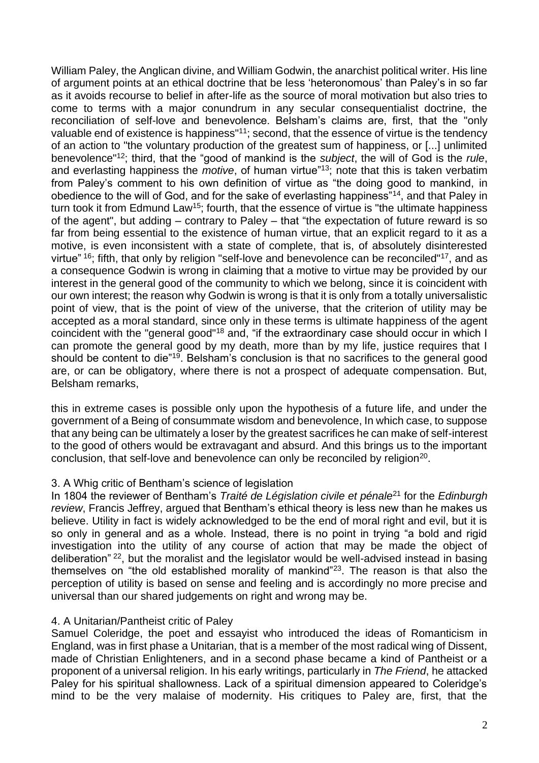William Paley, the Anglican divine, and William Godwin, the anarchist political writer. His line of argument points at an ethical doctrine that be less 'heteronomous' than Paley's in so far as it avoids recourse to belief in after-life as the source of moral motivation but also tries to come to terms with a major conundrum in any secular consequentialist doctrine, the reconciliation of self-love and benevolence. Belsham's claims are, first, that the "only valuable end of existence is happiness"[11]; second, that the essence of virtue is the tendency of an action to "the voluntary production of the greatest sum of happiness, or [...] unlimited benevolence"[12]; third, that the "good of mankind is the *subject*, the will of God is the *rule*, and everlasting happiness the *motive*, of human virtue"[13]; note that this is taken verbatim from Paley's comment to his own definition of virtue as "the doing good to mankind, in obedience to the will of God, and for the sake of everlasting happiness"[14], and that Paley in turn took it from Edmund Law[15]; fourth, that the essence of virtue is "the ultimate happiness of the agent", but adding – contrary to Paley – that "the expectation of future reward is so far from being essential to the existence of human virtue, that an explicit regard to it as a motive, is even inconsistent with a state of complete, that is, of absolutely disinterested virtue"[16]; fifth, that only by religion "self-love and benevolence can be reconciled"[17], and as a consequence Godwin is wrong in claiming that a motive to virtue may be provided by our interest in the general good of the community to which we belong, since it is coincident with our own interest; the reason why Godwin is wrong is that it is only from a totally universalistic point of view, that is the point of view of the universe, that the criterion of utility may be accepted as a moral standard, since only in these terms is ultimate happiness of the agent coincident with the "general good"[18] and, "if the extraordinary case should occur in which I can promote the general good by my death, more than by my life, justice requires that I should be content to die"[19]. Belsham's conclusion is that no sacrifices to the general good are, or can be obligatory, where there is not a prospect of adequate compensation. But, Belsham remarks,

this in extreme cases is possible only upon the hypothesis of a future life, and under the government of a Being of consummate wisdom and benevolence, In which case, to suppose that any being can be ultimately a loser by the greatest sacrifices he can make of self-interest to the good of others would be extravagant and absurd. And this brings us to the important conclusion, that self-love and benevolence can only be reconciled by religion[20].

### 3. A Whig critic of Bentham's science of legislation

In 1804 the reviewer of Bentham's *Traité de Législation civile et pénale*[21] for the *Edinburgh review*, Francis Jeffrey, argued that Bentham's ethical theory is less new than he makes us believe. Utility in fact is widely acknowledged to be the end of moral right and evil, but it is so only in general and as a whole. Instead, there is no point in trying "a bold and rigid investigation into the utility of any course of action that may be made the object of deliberation"[22], but the moralist and the legislator would be well-advised instead in basing themselves on "the old established morality of mankind"[23]. The reason is that also the perception of utility is based on sense and feeling and is accordingly no more precise and universal than our shared judgements on right and wrong may be.

### 4. A Unitarian/Pantheist critic of Paley

Samuel Coleridge, the poet and essayist who introduced the ideas of Romanticism in England, was in first phase a Unitarian, that is a member of the most radical wing of Dissent, made of Christian Enlighteners, and in a second phase became a kind of Pantheist or a proponent of a universal religion. In his early writings, particularly in *The Friend*, he attacked Paley for his spiritual shallowness. Lack of a spiritual dimension appeared to Coleridge's mind to be the very malaise of modernity. His critiques to Paley are, first, that the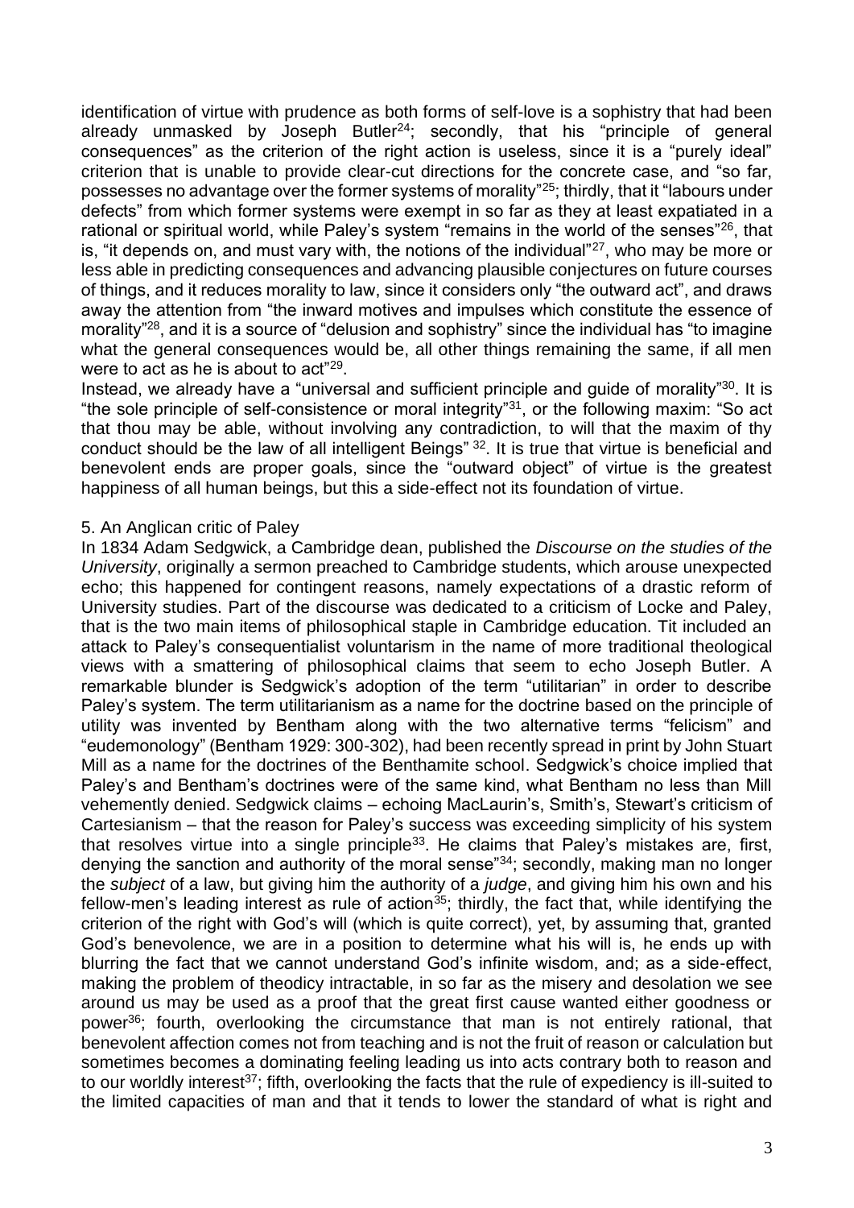identification of virtue with prudence as both forms of self-love is a sophistry that had been already unmasked by Joseph Butler[24]; secondly, that his "principle of general consequences" as the criterion of the right action is useless, since it is a "purely ideal" criterion that is unable to provide clear-cut directions for the concrete case, and "so far, possesses no advantage over the former systems of morality"[25]; thirdly, that it "labours under defects" from which former systems were exempt in so far as they at least expatiated in a rational or spiritual world, while Paley's system "remains in the world of the senses"[26], that is, "it depends on, and must vary with, the notions of the individual"[27], who may be more or less able in predicting consequences and advancing plausible conjectures on future courses of things, and it reduces morality to law, since it considers only "the outward act", and draws away the attention from "the inward motives and impulses which constitute the essence of morality"[28], and it is a source of "delusion and sophistry" since the individual has "to imagine what the general consequences would be, all other things remaining the same, if all men were to act as he is about to act"[29].

Instead, we already have a "universal and sufficient principle and guide of morality"[30]. It is "the sole principle of self-consistence or moral integrity"[31], or the following maxim: "So act that thou may be able, without involving any contradiction, to will that the maxim of thy conduct should be the law of all intelligent Beings" [32]. It is true that virtue is beneficial and benevolent ends are proper goals, since the "outward object" of virtue is the greatest happiness of all human beings, but this a side-effect not its foundation of virtue.

## 5. An Anglican critic of Paley

In 1834 Adam Sedgwick, a Cambridge dean, published the *Discourse on the studies of the University*, originally a sermon preached to Cambridge students, which arouse unexpected echo; this happened for contingent reasons, namely expectations of a drastic reform of University studies. Part of the discourse was dedicated to a criticism of Locke and Paley, that is the two main items of philosophical staple in Cambridge education. Tit included an attack to Paley's consequentialist voluntarism in the name of more traditional theological views with a smattering of philosophical claims that seem to echo Joseph Butler. A remarkable blunder is Sedgwick's adoption of the term "utilitarian" in order to describe Paley's system. The term utilitarianism as a name for the doctrine based on the principle of utility was invented by Bentham along with the two alternative terms "felicism" and "eudemonology" (Bentham 1929: 300-302), had been recently spread in print by John Stuart Mill as a name for the doctrines of the Benthamite school. Sedgwick's choice implied that Paley's and Bentham's doctrines were of the same kind, what Bentham no less than Mill vehemently denied. Sedgwick claims – echoing MacLaurin's, Smith's, Stewart's criticism of Cartesianism – that the reason for Paley's success was exceeding simplicity of his system that resolves virtue into a single principle[33]. He claims that Paley's mistakes are, first, denying the sanction and authority of the moral sense"[34]; secondly, making man no longer the *subject* of a law, but giving him the authority of a *judge*, and giving him his own and his fellow-men's leading interest as rule of action[35]; thirdly, the fact that, while identifying the criterion of the right with God's will (which is quite correct), yet, by assuming that, granted God's benevolence, we are in a position to determine what his will is, he ends up with blurring the fact that we cannot understand God's infinite wisdom, and; as a side-effect, making the problem of theodicy intractable, in so far as the misery and desolation we see around us may be used as a proof that the great first cause wanted either goodness or power[36]; fourth, overlooking the circumstance that man is not entirely rational, that benevolent affection comes not from teaching and is not the fruit of reason or calculation but sometimes becomes a dominating feeling leading us into acts contrary both to reason and to our worldly interest[37]; fifth, overlooking the facts that the rule of expediency is ill-suited to the limited capacities of man and that it tends to lower the standard of what is right and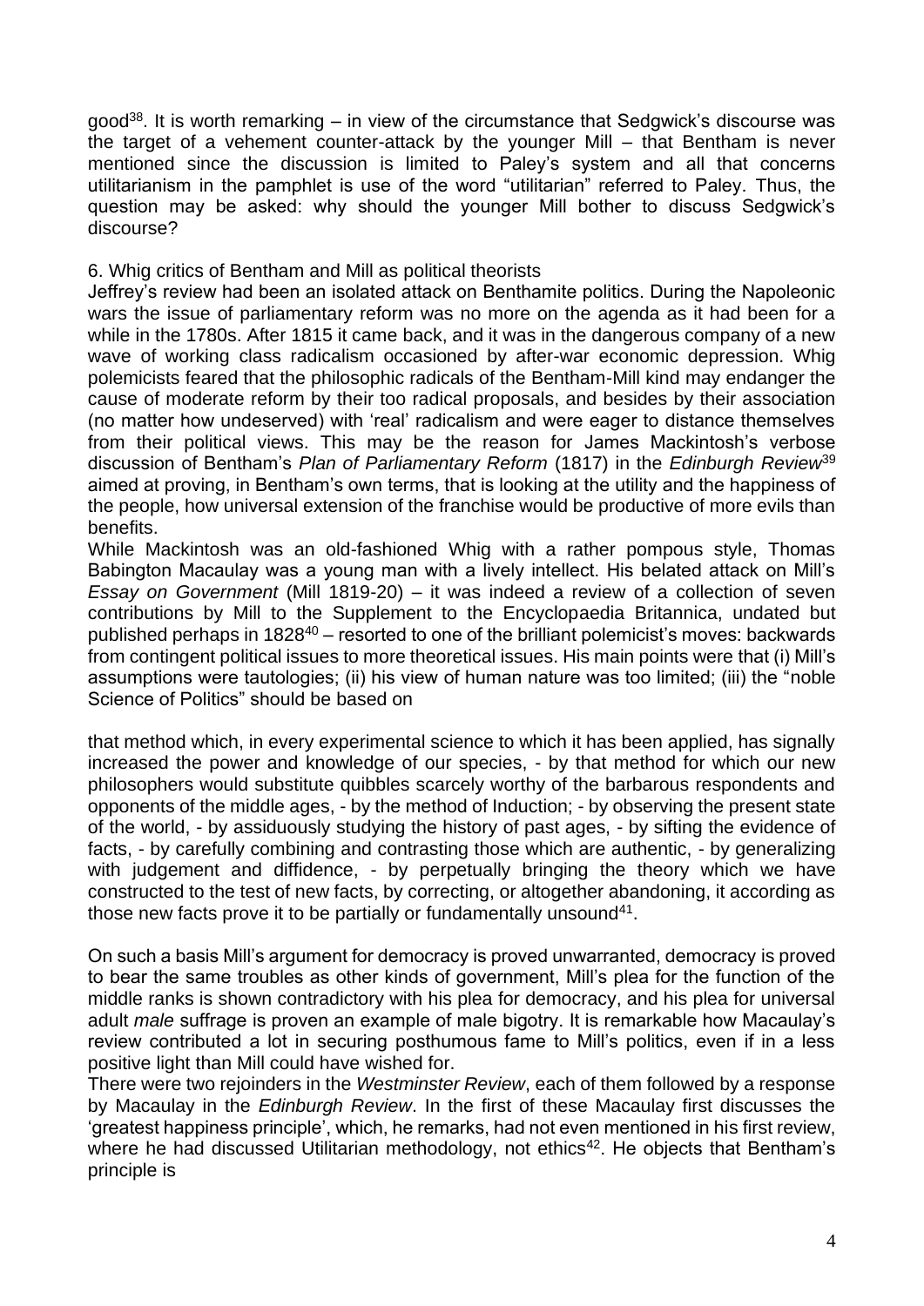good[38]. It is worth remarking – in view of the circumstance that Sedgwick's discourse was the target of a vehement counter-attack by the younger Mill – that Bentham is never mentioned since the discussion is limited to Paley's system and all that concerns utilitarianism in the pamphlet is use of the word "utilitarian" referred to Paley. Thus, the question may be asked: why should the younger Mill bother to discuss Sedgwick's discourse?

## 6. Whig critics of Bentham and Mill as political theorists

Jeffrey's review had been an isolated attack on Benthamite politics. During the Napoleonic wars the issue of parliamentary reform was no more on the agenda as it had been for a while in the 1780s. After 1815 it came back, and it was in the dangerous company of a new wave of working class radicalism occasioned by after-war economic depression. Whig polemicists feared that the philosophic radicals of the Bentham-Mill kind may endanger the cause of moderate reform by their too radical proposals, and besides by their association (no matter how undeserved) with 'real' radicalism and were eager to distance themselves from their political views. This may be the reason for James Mackintosh's verbose discussion of Bentham's *Plan of Parliamentary Reform* (1817) in the *Edinburgh Review*[39] aimed at proving, in Bentham's own terms, that is looking at the utility and the happiness of the people, how universal extension of the franchise would be productive of more evils than benefits.

While Mackintosh was an old-fashioned Whig with a rather pompous style, Thomas Babington Macaulay was a young man with a lively intellect. His belated attack on Mill's *Essay on Government* (Mill 1819-20) – it was indeed a review of a collection of seven contributions by Mill to the Supplement to the Encyclopaedia Britannica, undated but published perhaps in 1828[40] – resorted to one of the brilliant polemicist's moves: backwards from contingent political issues to more theoretical issues. His main points were that (i) Mill's assumptions were tautologies; (ii) his view of human nature was too limited; (iii) the "noble Science of Politics" should be based on

> that method which, in every experimental science to which it has been applied, has signally increased the power and knowledge of our species, - by that method for which our new philosophers would substitute quibbles scarcely worthy of the barbarous respondents and opponents of the middle ages, - by the method of Induction; - by observing the present state of the world, - by assiduously studying the history of past ages, - by sifting the evidence of facts, - by carefully combining and contrasting those which are authentic, - by generalizing with judgement and diffidence, - by perpetually bringing the theory which we have constructed to the test of new facts, by correcting, or altogether abandoning, it according as those new facts prove it to be partially or fundamentally unsound[41].

On such a basis Mill's argument for democracy is proved unwarranted, democracy is proved to bear the same troubles as other kinds of government, Mill's plea for the function of the middle ranks is shown contradictory with his plea for democracy, and his plea for universal adult *male* suffrage is proven an example of male bigotry. It is remarkable how Macaulay's review contributed a lot in securing posthumous fame to Mill's politics, even if in a less positive light than Mill could have wished for.

There were two rejoinders in the *Westminster Review*, each of them followed by a response by Macaulay in the *Edinburgh Review*. In the first of these Macaulay first discusses the 'greatest happiness principle', which, he remarks, had not even mentioned in his first review, where he had discussed Utilitarian methodology, not ethics[42]. He objects that Bentham's principle is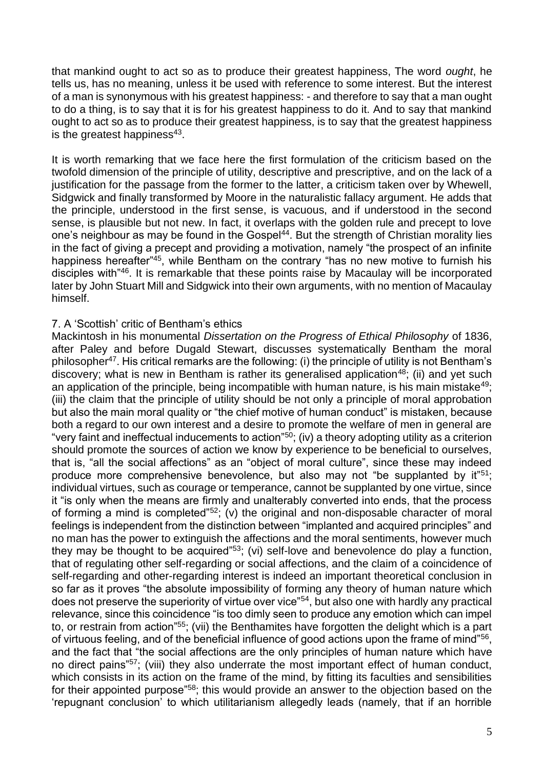that mankind ought to act so as to produce their greatest happiness, The word *ought*, he tells us, has no meaning, unless it be used with reference to some interest. But the interest of a man is synonymous with his greatest happiness: - and therefore to say that a man ought to do a thing, is to say that it is for his greatest happiness to do it. And to say that mankind ought to act so as to produce their greatest happiness, is to say that the greatest happiness is the greatest happiness[43].

It is worth remarking that we face here the first formulation of the criticism based on the twofold dimension of the principle of utility, descriptive and prescriptive, and on the lack of a justification for the passage from the former to the latter, a criticism taken over by Whewell, Sidgwick and finally transformed by Moore in the naturalistic fallacy argument. He adds that the principle, understood in the first sense, is vacuous, and if understood in the second sense, is plausible but not new. In fact, it overlaps with the golden rule and precept to love one's neighbour as may be found in the Gospel[44]. But the strength of Christian morality lies in the fact of giving a precept and providing a motivation, namely "the prospect of an infinite happiness hereafter"[45], while Bentham on the contrary "has no new motive to furnish his disciples with"[46]. It is remarkable that these points raise by Macaulay will be incorporated later by John Stuart Mill and Sidgwick into their own arguments, with no mention of Macaulay himself.

## 7. A 'Scottish' critic of Bentham's ethics

Mackintosh in his monumental *Dissertation on the Progress of Ethical Philosophy* of 1836, after Paley and before Dugald Stewart, discusses systematically Bentham the moral philosopher[47]. His critical remarks are the following: (i) the principle of utility is not Bentham's discovery; what is new in Bentham is rather its generalised application[48]; (ii) and yet such an application of the principle, being incompatible with human nature, is his main mistake[49]; (iii) the claim that the principle of utility should be not only a principle of moral approbation but also the main moral quality or "the chief motive of human conduct" is mistaken, because both a regard to our own interest and a desire to promote the welfare of men in general are "very faint and ineffectual inducements to action"[50]; (iv) a theory adopting utility as a criterion should promote the sources of action we know by experience to be beneficial to ourselves, that is, "all the social affections" as an "object of moral culture", since these may indeed produce more comprehensive benevolence, but also may not "be supplanted by it"[51]; individual virtues, such as courage or temperance, cannot be supplanted by one virtue, since it "is only when the means are firmly and unalterably converted into ends, that the process of forming a mind is completed"[52]; (v) the original and non-disposable character of moral feelings is independent from the distinction between "implanted and acquired principles" and no man has the power to extinguish the affections and the moral sentiments, however much they may be thought to be acquired"[53]; (vi) self-love and benevolence do play a function, that of regulating other self-regarding or social affections, and the claim of a coincidence of self-regarding and other-regarding interest is indeed an important theoretical conclusion in so far as it proves "the absolute impossibility of forming any theory of human nature which does not preserve the superiority of virtue over vice"[54], but also one with hardly any practical relevance, since this coincidence "is too dimly seen to produce any emotion which can impel to, or restrain from action"[55]; (vii) the Benthamites have forgotten the delight which is a part of virtuous feeling, and of the beneficial influence of good actions upon the frame of mind"[56], and the fact that "the social affections are the only principles of human nature which have no direct pains"[57]; (viii) they also underrate the most important effect of human conduct, which consists in its action on the frame of the mind, by fitting its faculties and sensibilities for their appointed purpose"[58]; this would provide an answer to the objection based on the 'repugnant conclusion' to which utilitarianism allegedly leads (namely, that if an horrible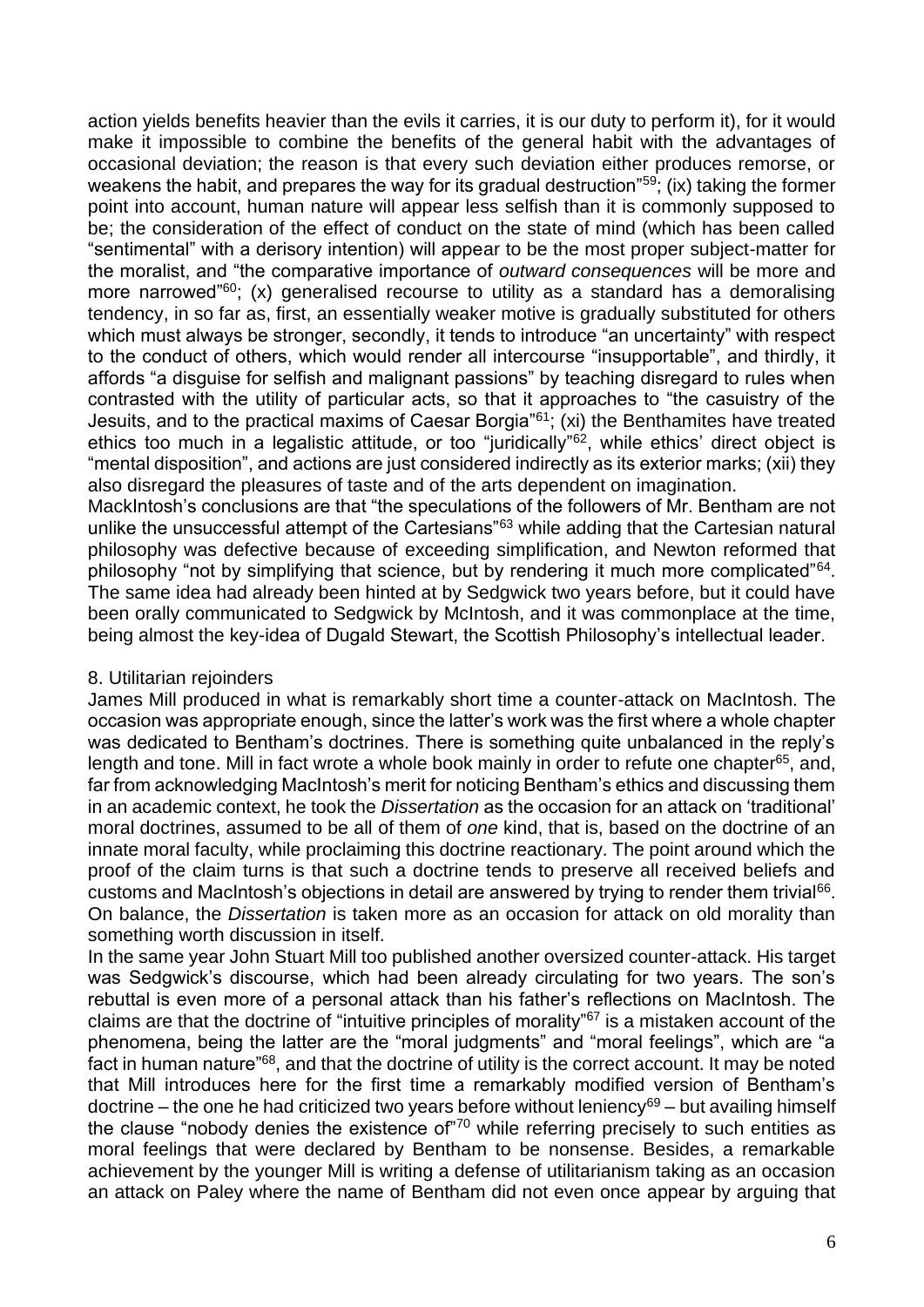action yields benefits heavier than the evils it carries, it is our duty to perform it), for it would make it impossible to combine the benefits of the general habit with the advantages of occasional deviation; the reason is that every such deviation either produces remorse, or weakens the habit, and prepares the way for its gradual destruction"[59]; (ix) taking the former point into account, human nature will appear less selfish than it is commonly supposed to be; the consideration of the effect of conduct on the state of mind (which has been called "sentimental" with a derisory intention) will appear to be the most proper subject-matter for the moralist, and "the comparative importance of *outward consequences* will be more and more narrowed"[60]; (x) generalised recourse to utility as a standard has a demoralising tendency, in so far as, first, an essentially weaker motive is gradually substituted for others which must always be stronger, secondly, it tends to introduce "an uncertainty" with respect to the conduct of others, which would render all intercourse "insupportable", and thirdly, it affords "a disguise for selfish and malignant passions" by teaching disregard to rules when contrasted with the utility of particular acts, so that it approaches to "the casuistry of the Jesuits, and to the practical maxims of Caesar Borgia"[61]; (xi) the Benthamites have treated ethics too much in a legalistic attitude, or too "juridically"[62], while ethics' direct object is "mental disposition", and actions are just considered indirectly as its exterior marks; (xii) they also disregard the pleasures of taste and of the arts dependent on imagination.
MackIntosh's conclusions are that "the speculations of the followers of Mr. Bentham are not unlike the unsuccessful attempt of the Cartesians"[63] while adding that the Cartesian natural philosophy was defective because of exceeding simplification, and Newton reformed that philosophy "not by simplifying that science, but by rendering it much more complicated"[64]. The same idea had already been hinted at by Sedgwick two years before, but it could have been orally communicated to Sedgwick by McIntosh, and it was commonplace at the time, being almost the key-idea of Dugald Stewart, the Scottish Philosophy's intellectual leader.

## 8. Utilitarian rejoinders

James Mill produced in what is remarkably short time a counter-attack on MacIntosh. The occasion was appropriate enough, since the latter's work was the first where a whole chapter was dedicated to Bentham's doctrines. There is something quite unbalanced in the reply's length and tone. Mill in fact wrote a whole book mainly in order to refute one chapter[65], and, far from acknowledging MacIntosh's merit for noticing Bentham's ethics and discussing them in an academic context, he took the *Dissertation* as the occasion for an attack on 'traditional' moral doctrines, assumed to be all of them of *one* kind, that is, based on the doctrine of an innate moral faculty, while proclaiming this doctrine reactionary. The point around which the proof of the claim turns is that such a doctrine tends to preserve all received beliefs and customs and MacIntosh's objections in detail are answered by trying to render them trivial[66]. On balance, the *Dissertation* is taken more as an occasion for attack on old morality than something worth discussion in itself.

In the same year John Stuart Mill too published another oversized counter-attack. His target was Sedgwick's discourse, which had been already circulating for two years. The son's rebuttal is even more of a personal attack than his father's reflections on MacIntosh. The claims are that the doctrine of "intuitive principles of morality"[67] is a mistaken account of the phenomena, being the latter are the "moral judgments" and "moral feelings", which are "a fact in human nature"[68], and that the doctrine of utility is the correct account. It may be noted that Mill introduces here for the first time a remarkably modified version of Bentham's doctrine – the one he had criticized two years before without leniency[69] – but availing himself the clause "nobody denies the existence of"[70] while referring precisely to such entities as moral feelings that were declared by Bentham to be nonsense. Besides, a remarkable achievement by the younger Mill is writing a defense of utilitarianism taking as an occasion an attack on Paley where the name of Bentham did not even once appear by arguing that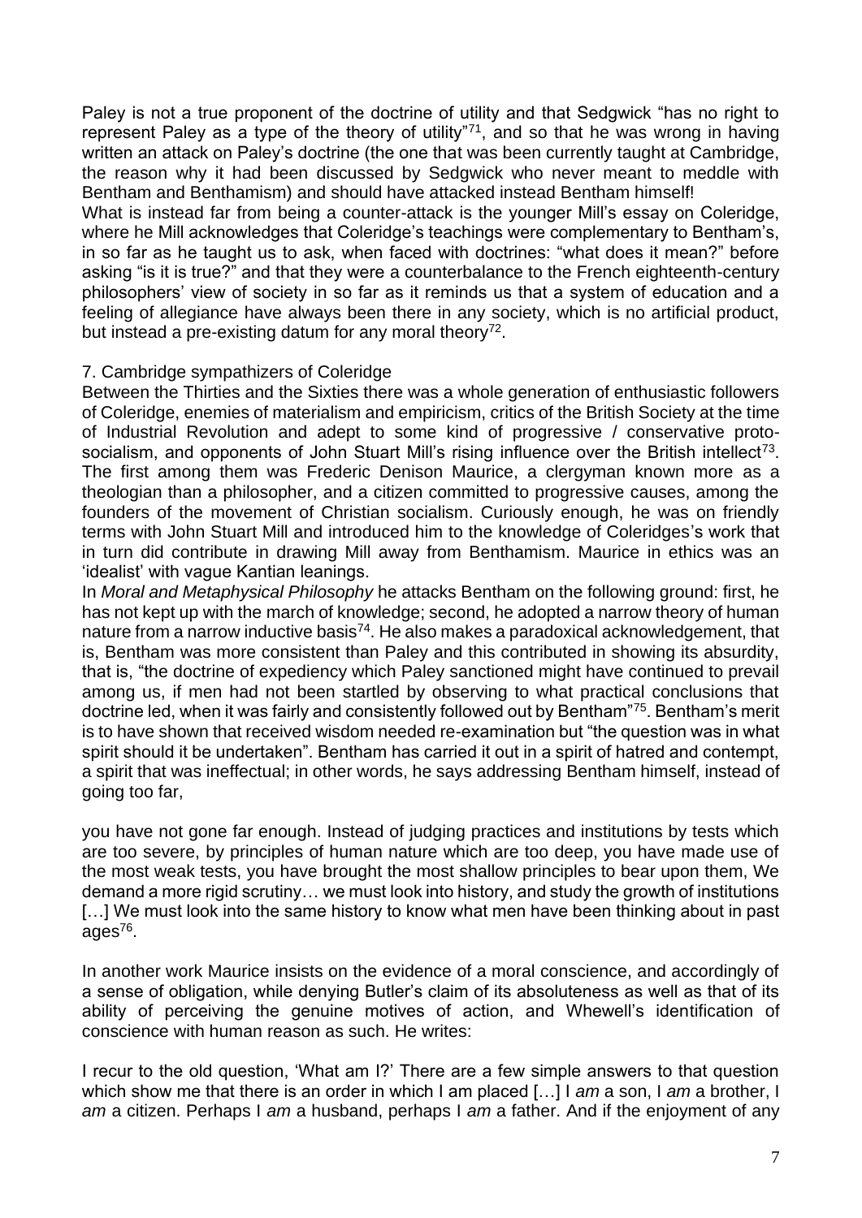Paley is not a true proponent of the doctrine of utility and that Sedgwick "has no right to represent Paley as a type of the theory of utility"[71], and so that he was wrong in having written an attack on Paley's doctrine (the one that was been currently taught at Cambridge, the reason why it had been discussed by Sedgwick who never meant to meddle with Bentham and Benthamism) and should have attacked instead Bentham himself!

What is instead far from being a counter-attack is the younger Mill's essay on Coleridge, where he Mill acknowledges that Coleridge's teachings were complementary to Bentham's, in so far as he taught us to ask, when faced with doctrines: "what does it mean?" before asking "is it is true?" and that they were a counterbalance to the French eighteenth-century philosophers' view of society in so far as it reminds us that a system of education and a feeling of allegiance have always been there in any society, which is no artificial product, but instead a pre-existing datum for any moral theory[72].

## 7. Cambridge sympathizers of Coleridge

Between the Thirties and the Sixties there was a whole generation of enthusiastic followers of Coleridge, enemies of materialism and empiricism, critics of the British Society at the time of Industrial Revolution and adept to some kind of progressive / conservative proto-socialism, and opponents of John Stuart Mill's rising influence over the British intellect[73]. The first among them was Frederic Denison Maurice, a clergyman known more as a theologian than a philosopher, and a citizen committed to progressive causes, among the founders of the movement of Christian socialism. Curiously enough, he was on friendly terms with John Stuart Mill and introduced him to the knowledge of Coleridges's work that in turn did contribute in drawing Mill away from Benthamism. Maurice in ethics was an 'idealist' with vague Kantian leanings.

In *Moral and Metaphysical Philosophy* he attacks Bentham on the following ground: first, he has not kept up with the march of knowledge; second, he adopted a narrow theory of human nature from a narrow inductive basis[74]. He also makes a paradoxical acknowledgement, that is, Bentham was more consistent than Paley and this contributed in showing its absurdity, that is, "the doctrine of expediency which Paley sanctioned might have continued to prevail among us, if men had not been startled by observing to what practical conclusions that doctrine led, when it was fairly and consistently followed out by Bentham"[75]. Bentham's merit is to have shown that received wisdom needed re-examination but "the question was in what spirit should it be undertaken". Bentham has carried it out in a spirit of hatred and contempt, a spirit that was ineffectual; in other words, he says addressing Bentham himself, instead of going too far,

> you have not gone far enough. Instead of judging practices and institutions by tests which are too severe, by principles of human nature which are too deep, you have made use of the most weak tests, you have brought the most shallow principles to bear upon them, We demand a more rigid scrutiny… we must look into history, and study the growth of institutions […] We must look into the same history to know what men have been thinking about in past ages[76].

In another work Maurice insists on the evidence of a moral conscience, and accordingly of a sense of obligation, while denying Butler's claim of its absoluteness as well as that of its ability of perceiving the genuine motives of action, and Whewell's identification of conscience with human reason as such. He writes:

> I recur to the old question, 'What am I?' There are a few simple answers to that question which show me that there is an order in which I am placed […] I *am* a son, I *am* a brother, I *am* a citizen. Perhaps I *am* a husband, perhaps I *am* a father. And if the enjoyment of any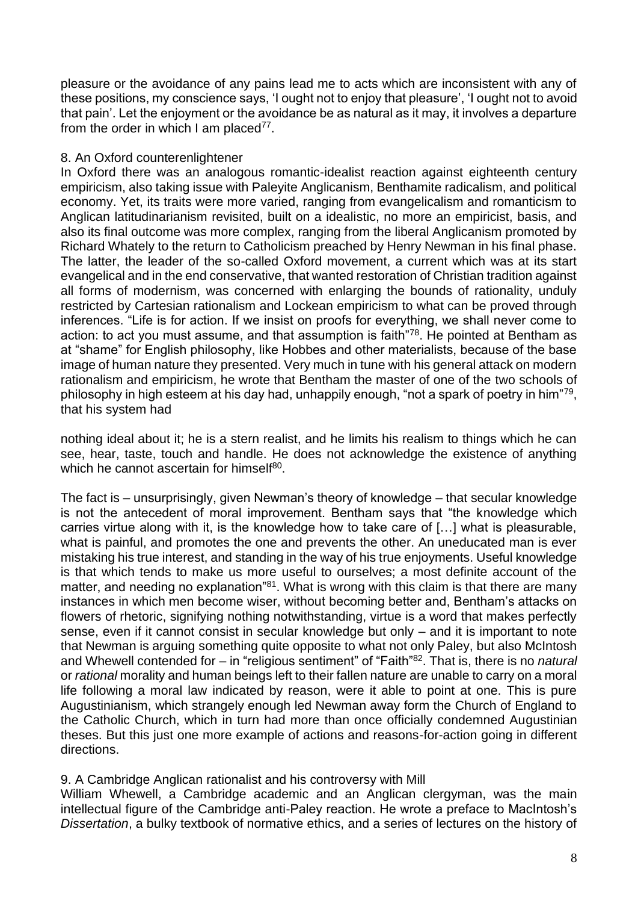pleasure or the avoidance of any pains lead me to acts which are inconsistent with any of these positions, my conscience says, 'I ought not to enjoy that pleasure', 'I ought not to avoid that pain'. Let the enjoyment or the avoidance be as natural as it may, it involves a departure from the order in which I am placed[77].

## 8. An Oxford counterenlightener

In Oxford there was an analogous romantic-idealist reaction against eighteenth century empiricism, also taking issue with Paleyite Anglicanism, Benthamite radicalism, and political economy. Yet, its traits were more varied, ranging from evangelicalism and romanticism to Anglican latitudinarianism revisited, built on a idealistic, no more an empiricist, basis, and also its final outcome was more complex, ranging from the liberal Anglicanism promoted by Richard Whately to the return to Catholicism preached by Henry Newman in his final phase. The latter, the leader of the so-called Oxford movement, a current which was at its start evangelical and in the end conservative, that wanted restoration of Christian tradition against all forms of modernism, was concerned with enlarging the bounds of rationality, unduly restricted by Cartesian rationalism and Lockean empiricism to what can be proved through inferences. "Life is for action. If we insist on proofs for everything, we shall never come to action: to act you must assume, and that assumption is faith"[78]. He pointed at Bentham as at "shame" for English philosophy, like Hobbes and other materialists, because of the base image of human nature they presented. Very much in tune with his general attack on modern rationalism and empiricism, he wrote that Bentham the master of one of the two schools of philosophy in high esteem at his day had, unhappily enough, "not a spark of poetry in him"[79], that his system had

nothing ideal about it; he is a stern realist, and he limits his realism to things which he can see, hear, taste, touch and handle. He does not acknowledge the existence of anything which he cannot ascertain for himself[80].

The fact is – unsurprisingly, given Newman's theory of knowledge – that secular knowledge is not the antecedent of moral improvement. Bentham says that "the knowledge which carries virtue along with it, is the knowledge how to take care of […] what is pleasurable, what is painful, and promotes the one and prevents the other. An uneducated man is ever mistaking his true interest, and standing in the way of his true enjoyments. Useful knowledge is that which tends to make us more useful to ourselves; a most definite account of the matter, and needing no explanation"[81]. What is wrong with this claim is that there are many instances in which men become wiser, without becoming better and, Bentham's attacks on flowers of rhetoric, signifying nothing notwithstanding, virtue is a word that makes perfectly sense, even if it cannot consist in secular knowledge but only – and it is important to note that Newman is arguing something quite opposite to what not only Paley, but also McIntosh and Whewell contended for – in "religious sentiment" of "Faith"[82]. That is, there is no *natural* or *rational* morality and human beings left to their fallen nature are unable to carry on a moral life following a moral law indicated by reason, were it able to point at one. This is pure Augustinianism, which strangely enough led Newman away form the Church of England to the Catholic Church, which in turn had more than once officially condemned Augustinian theses. But this just one more example of actions and reasons-for-action going in different directions.

## 9. A Cambridge Anglican rationalist and his controversy with Mill

William Whewell, a Cambridge academic and an Anglican clergyman, was the main intellectual figure of the Cambridge anti-Paley reaction. He wrote a preface to MacIntosh's *Dissertation*, a bulky textbook of normative ethics, and a series of lectures on the history of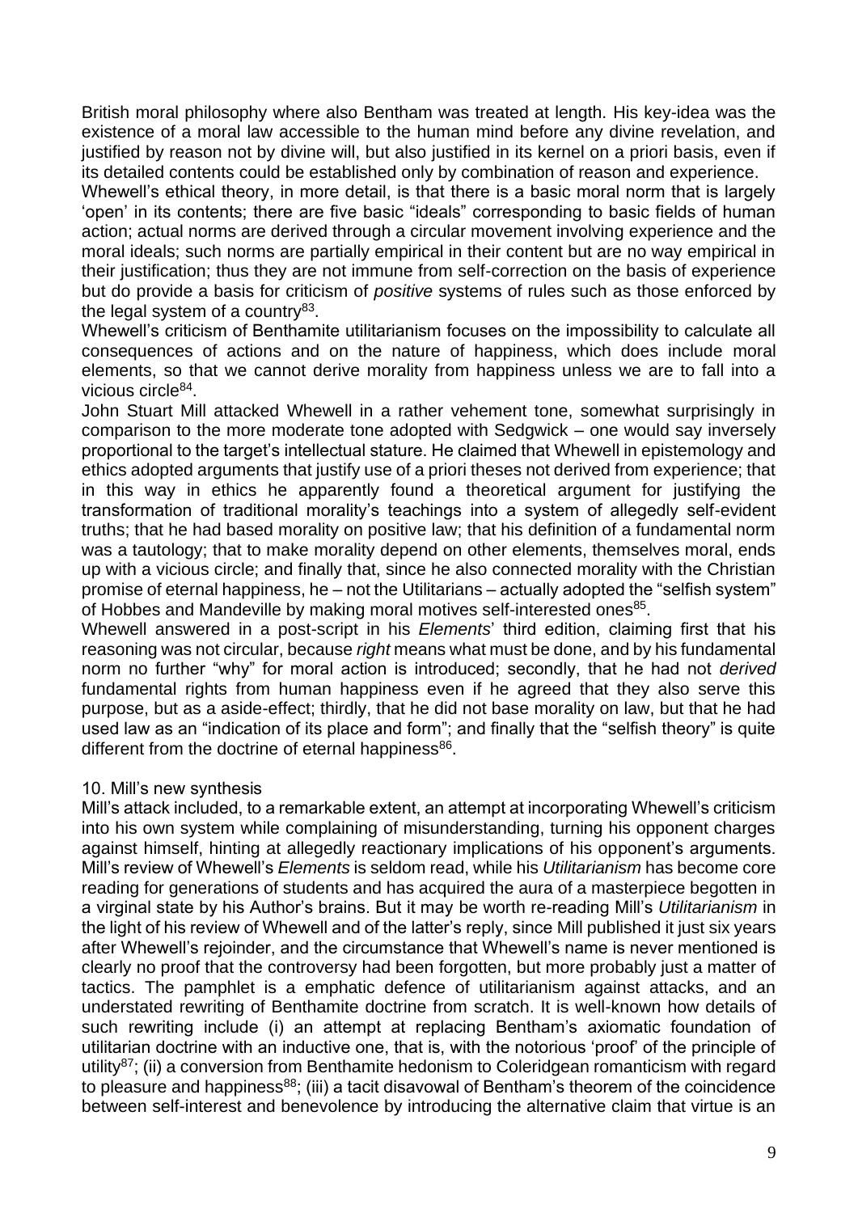British moral philosophy where also Bentham was treated at length. His key-idea was the existence of a moral law accessible to the human mind before any divine revelation, and justified by reason not by divine will, but also justified in its kernel on a priori basis, even if its detailed contents could be established only by combination of reason and experience.

Whewell's ethical theory, in more detail, is that there is a basic moral norm that is largely 'open' in its contents; there are five basic "ideals" corresponding to basic fields of human action; actual norms are derived through a circular movement involving experience and the moral ideals; such norms are partially empirical in their content but are no way empirical in their justification; thus they are not immune from self-correction on the basis of experience but do provide a basis for criticism of *positive* systems of rules such as those enforced by the legal system of a country[83].

Whewell's criticism of Benthamite utilitarianism focuses on the impossibility to calculate all consequences of actions and on the nature of happiness, which does include moral elements, so that we cannot derive morality from happiness unless we are to fall into a vicious circle[84].

John Stuart Mill attacked Whewell in a rather vehement tone, somewhat surprisingly in comparison to the more moderate tone adopted with Sedgwick – one would say inversely proportional to the target's intellectual stature. He claimed that Whewell in epistemology and ethics adopted arguments that justify use of a priori theses not derived from experience; that in this way in ethics he apparently found a theoretical argument for justifying the transformation of traditional morality's teachings into a system of allegedly self-evident truths; that he had based morality on positive law; that his definition of a fundamental norm was a tautology; that to make morality depend on other elements, themselves moral, ends up with a vicious circle; and finally that, since he also connected morality with the Christian promise of eternal happiness, he – not the Utilitarians – actually adopted the "selfish system" of Hobbes and Mandeville by making moral motives self-interested ones[85].

Whewell answered in a post-script in his *Elements*' third edition, claiming first that his reasoning was not circular, because *right* means what must be done, and by his fundamental norm no further "why" for moral action is introduced; secondly, that he had not *derived* fundamental rights from human happiness even if he agreed that they also serve this purpose, but as a aside-effect; thirdly, that he did not base morality on law, but that he had used law as an "indication of its place and form"; and finally that the "selfish theory" is quite different from the doctrine of eternal happiness[86].

## 10. Mill's new synthesis

Mill's attack included, to a remarkable extent, an attempt at incorporating Whewell's criticism into his own system while complaining of misunderstanding, turning his opponent charges against himself, hinting at allegedly reactionary implications of his opponent's arguments. Mill's review of Whewell's *Elements* is seldom read, while his *Utilitarianism* has become core reading for generations of students and has acquired the aura of a masterpiece begotten in a virginal state by his Author's brains. But it may be worth re-reading Mill's *Utilitarianism* in the light of his review of Whewell and of the latter's reply, since Mill published it just six years after Whewell's rejoinder, and the circumstance that Whewell's name is never mentioned is clearly no proof that the controversy had been forgotten, but more probably just a matter of tactics. The pamphlet is a emphatic defence of utilitarianism against attacks, and an understated rewriting of Benthamite doctrine from scratch. It is well-known how details of such rewriting include (i) an attempt at replacing Bentham's axiomatic foundation of utilitarian doctrine with an inductive one, that is, with the notorious 'proof' of the principle of utility[87]; (ii) a conversion from Benthamite hedonism to Coleridgean romanticism with regard to pleasure and happiness[88]; (iii) a tacit disavowal of Bentham's theorem of the coincidence between self-interest and benevolence by introducing the alternative claim that virtue is an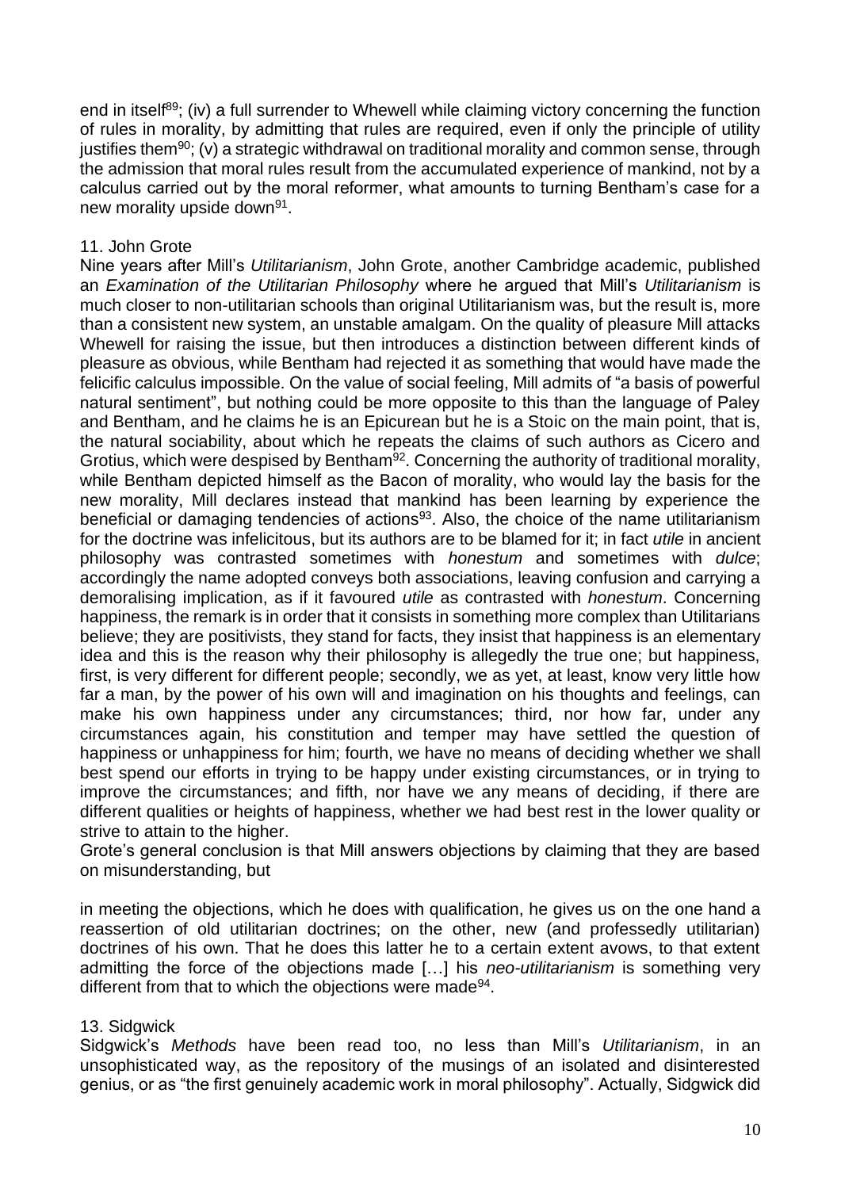end in itself[89]; (iv) a full surrender to Whewell while claiming victory concerning the function of rules in morality, by admitting that rules are required, even if only the principle of utility justifies them[90]; (v) a strategic withdrawal on traditional morality and common sense, through the admission that moral rules result from the accumulated experience of mankind, not by a calculus carried out by the moral reformer, what amounts to turning Bentham's case for a new morality upside down[91].

## 11. John Grote

Nine years after Mill's *Utilitarianism*, John Grote, another Cambridge academic, published an *Examination of the Utilitarian Philosophy* where he argued that Mill's *Utilitarianism* is much closer to non-utilitarian schools than original Utilitarianism was, but the result is, more than a consistent new system, an unstable amalgam. On the quality of pleasure Mill attacks Whewell for raising the issue, but then introduces a distinction between different kinds of pleasure as obvious, while Bentham had rejected it as something that would have made the felicific calculus impossible. On the value of social feeling, Mill admits of "a basis of powerful natural sentiment", but nothing could be more opposite to this than the language of Paley and Bentham, and he claims he is an Epicurean but he is a Stoic on the main point, that is, the natural sociability, about which he repeats the claims of such authors as Cicero and Grotius, which were despised by Bentham[92]. Concerning the authority of traditional morality, while Bentham depicted himself as the Bacon of morality, who would lay the basis for the new morality, Mill declares instead that mankind has been learning by experience the beneficial or damaging tendencies of actions[93]. Also, the choice of the name utilitarianism for the doctrine was infelicitous, but its authors are to be blamed for it; in fact *utile* in ancient philosophy was contrasted sometimes with *honestum* and sometimes with *dulce*; accordingly the name adopted conveys both associations, leaving confusion and carrying a demoralising implication, as if it favoured *utile* as contrasted with *honestum*. Concerning happiness, the remark is in order that it consists in something more complex than Utilitarians believe; they are positivists, they stand for facts, they insist that happiness is an elementary idea and this is the reason why their philosophy is allegedly the true one; but happiness, first, is very different for different people; secondly, we as yet, at least, know very little how far a man, by the power of his own will and imagination on his thoughts and feelings, can make his own happiness under any circumstances; third, nor how far, under any circumstances again, his constitution and temper may have settled the question of happiness or unhappiness for him; fourth, we have no means of deciding whether we shall best spend our efforts in trying to be happy under existing circumstances, or in trying to improve the circumstances; and fifth, nor have we any means of deciding, if there are different qualities or heights of happiness, whether we had best rest in the lower quality or strive to attain to the higher.

Grote's general conclusion is that Mill answers objections by claiming that they are based on misunderstanding, but

> in meeting the objections, which he does with qualification, he gives us on the one hand a reassertion of old utilitarian doctrines; on the other, new (and professedly utilitarian) doctrines of his own. That he does this latter he to a certain extent avows, to that extent admitting the force of the objections made […] his *neo-utilitarianism* is something very different from that to which the objections were made[94].

## 13. Sidgwick

Sidgwick's *Methods* have been read too, no less than Mill's *Utilitarianism*, in an unsophisticated way, as the repository of the musings of an isolated and disinterested genius, or as "the first genuinely academic work in moral philosophy". Actually, Sidgwick did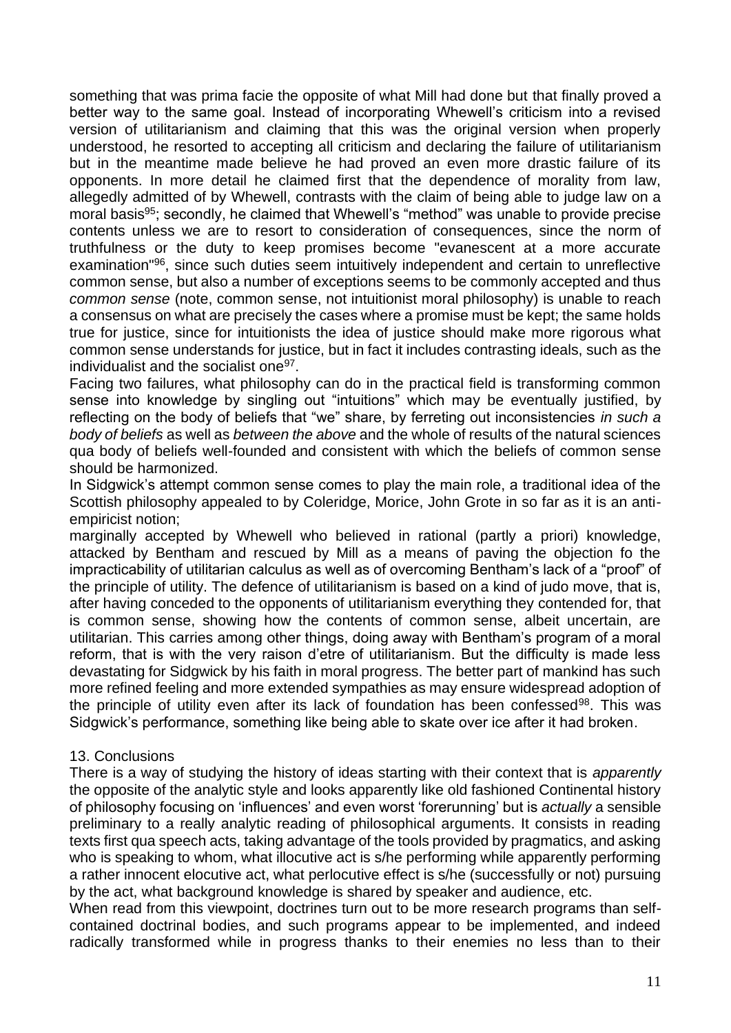something that was prima facie the opposite of what Mill had done but that finally proved a better way to the same goal. Instead of incorporating Whewell's criticism into a revised version of utilitarianism and claiming that this was the original version when properly understood, he resorted to accepting all criticism and declaring the failure of utilitarianism but in the meantime made believe he had proved an even more drastic failure of its opponents. In more detail he claimed first that the dependence of morality from law, allegedly admitted of by Whewell, contrasts with the claim of being able to judge law on a moral basis[95]; secondly, he claimed that Whewell's "method" was unable to provide precise contents unless we are to resort to consideration of consequences, since the norm of truthfulness or the duty to keep promises become "evanescent at a more accurate examination"[96], since such duties seem intuitively independent and certain to unreflective common sense, but also a number of exceptions seems to be commonly accepted and thus *common sense* (note, common sense, not intuitionist moral philosophy) is unable to reach a consensus on what are precisely the cases where a promise must be kept; the same holds true for justice, since for intuitionists the idea of justice should make more rigorous what common sense understands for justice, but in fact it includes contrasting ideals, such as the individualist and the socialist one[97].

Facing two failures, what philosophy can do in the practical field is transforming common sense into knowledge by singling out "intuitions" which may be eventually justified, by reflecting on the body of beliefs that "we" share, by ferreting out inconsistencies *in such a body of beliefs* as well as *between the above* and the whole of results of the natural sciences qua body of beliefs well-founded and consistent with which the beliefs of common sense should be harmonized.

In Sidgwick's attempt common sense comes to play the main role, a traditional idea of the Scottish philosophy appealed to by Coleridge, Morice, John Grote in so far as it is an anti-empiricist notion;

marginally accepted by Whewell who believed in rational (partly a priori) knowledge, attacked by Bentham and rescued by Mill as a means of paving the objection fo the impracticability of utilitarian calculus as well as of overcoming Bentham's lack of a "proof" of the principle of utility. The defence of utilitarianism is based on a kind of judo move, that is, after having conceded to the opponents of utilitarianism everything they contended for, that is common sense, showing how the contents of common sense, albeit uncertain, are utilitarian. This carries among other things, doing away with Bentham's program of a moral reform, that is with the very raison d'etre of utilitarianism. But the difficulty is made less devastating for Sidgwick by his faith in moral progress. The better part of mankind has such more refined feeling and more extended sympathies as may ensure widespread adoption of the principle of utility even after its lack of foundation has been confessed[98]. This was Sidgwick's performance, something like being able to skate over ice after it had broken.

## 13. Conclusions

There is a way of studying the history of ideas starting with their context that is *apparently* the opposite of the analytic style and looks apparently like old fashioned Continental history of philosophy focusing on 'influences' and even worst 'forerunning' but is *actually* a sensible preliminary to a really analytic reading of philosophical arguments. It consists in reading texts first qua speech acts, taking advantage of the tools provided by pragmatics, and asking who is speaking to whom, what illocutive act is s/he performing while apparently performing a rather innocent elocutive act, what perlocutive effect is s/he (successfully or not) pursuing by the act, what background knowledge is shared by speaker and audience, etc.

When read from this viewpoint, doctrines turn out to be more research programs than self-contained doctrinal bodies, and such programs appear to be implemented, and indeed radically transformed while in progress thanks to their enemies no less than to their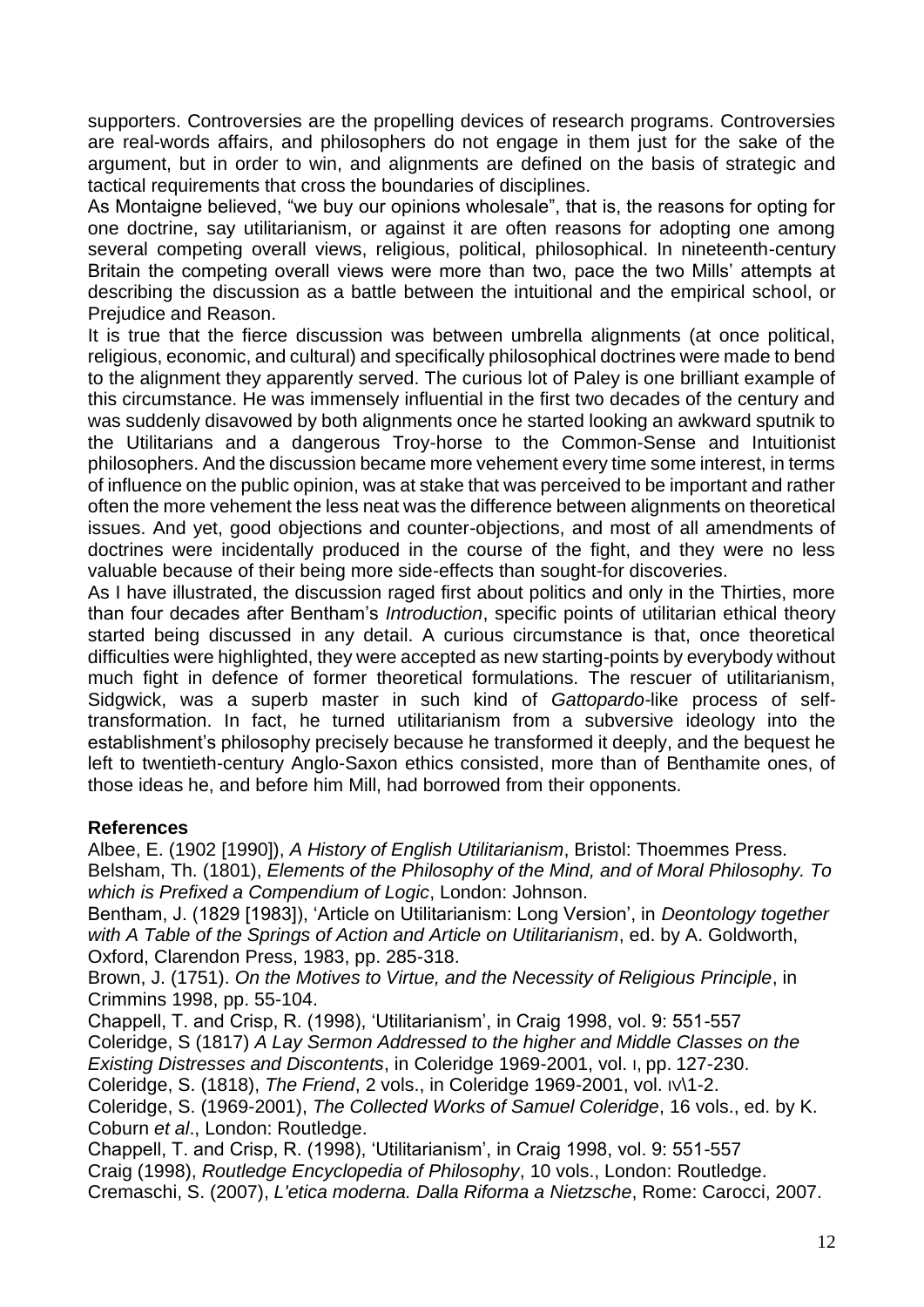supporters. Controversies are the propelling devices of research programs. Controversies are real-words affairs, and philosophers do not engage in them just for the sake of the argument, but in order to win, and alignments are defined on the basis of strategic and tactical requirements that cross the boundaries of disciplines.

As Montaigne believed, "we buy our opinions wholesale", that is, the reasons for opting for one doctrine, say utilitarianism, or against it are often reasons for adopting one among several competing overall views, religious, political, philosophical. In nineteenth-century Britain the competing overall views were more than two, pace the two Mills' attempts at describing the discussion as a battle between the intuitional and the empirical school, or Prejudice and Reason.

It is true that the fierce discussion was between umbrella alignments (at once political, religious, economic, and cultural) and specifically philosophical doctrines were made to bend to the alignment they apparently served. The curious lot of Paley is one brilliant example of this circumstance. He was immensely influential in the first two decades of the century and was suddenly disavowed by both alignments once he started looking an awkward sputnik to the Utilitarians and a dangerous Troy-horse to the Common-Sense and Intuitionist philosophers. And the discussion became more vehement every time some interest, in terms of influence on the public opinion, was at stake that was perceived to be important and rather often the more vehement the less neat was the difference between alignments on theoretical issues. And yet, good objections and counter-objections, and most of all amendments of doctrines were incidentally produced in the course of the fight, and they were no less valuable because of their being more side-effects than sought-for discoveries.

As I have illustrated, the discussion raged first about politics and only in the Thirties, more than four decades after Bentham's *Introduction*, specific points of utilitarian ethical theory started being discussed in any detail. A curious circumstance is that, once theoretical difficulties were highlighted, they were accepted as new starting-points by everybody without much fight in defence of former theoretical formulations. The rescuer of utilitarianism, Sidgwick, was a superb master in such kind of *Gattopardo*-like process of self-transformation. In fact, he turned utilitarianism from a subversive ideology into the establishment's philosophy precisely because he transformed it deeply, and the bequest he left to twentieth-century Anglo-Saxon ethics consisted, more than of Benthamite ones, of those ideas he, and before him Mill, had borrowed from their opponents.

## References

Albee, E. (1902 [1990]), *A History of English Utilitarianism*, Bristol: Thoemmes Press.

Belsham, Th. (1801), *Elements of the Philosophy of the Mind, and of Moral Philosophy. To which is Prefixed a Compendium of Logic*, London: Johnson.

Bentham, J. (1829 [1983]), 'Article on Utilitarianism: Long Version', in *Deontology together with A Table of the Springs of Action and Article on Utilitarianism*, ed. by A. Goldworth, Oxford, Clarendon Press, 1983, pp. 285-318.

Brown, J. (1751). *On the Motives to Virtue, and the Necessity of Religious Principle*, in Crimmins 1998, pp. 55-104.

Chappell, T. and Crisp, R. (1998), 'Utilitarianism', in Craig 1998, vol. 9: 551-557

Coleridge, S (1817) *A Lay Sermon Addressed to the higher and Middle Classes on the Existing Distresses and Discontents*, in Coleridge 1969-2001, vol. I, pp. 127-230.

Coleridge, S. (1818), *The Friend*, 2 vols., in Coleridge 1969-2001, vol. IV\1-2.

Coleridge, S. (1969-2001), *The Collected Works of Samuel Coleridge*, 16 vols., ed. by K. Coburn *et al*., London: Routledge.

Chappell, T. and Crisp, R. (1998), 'Utilitarianism', in Craig 1998, vol. 9: 551-557

Craig (1998), *Routledge Encyclopedia of Philosophy*, 10 vols., London: Routledge.

Cremaschi, S. (2007), *L'etica moderna. Dalla Riforma a Nietzsche*, Rome: Carocci, 2007.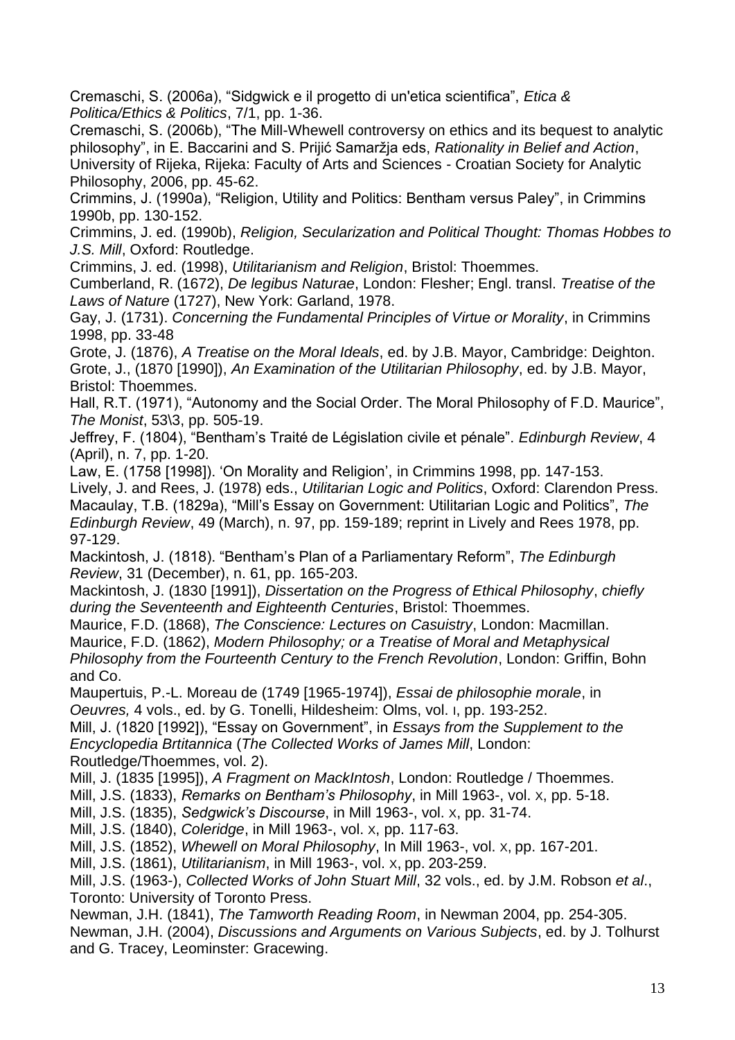Cremaschi, S. (2006a), “Sidgwick e il progetto di un'etica scientifica”, *Etica & Politica/Ethics & Politics*, 7/1, pp. 1-36.

Cremaschi, S. (2006b), “The Mill-Whewell controversy on ethics and its bequest to analytic philosophy”, in E. Baccarini and S. Prijić Samaržja eds, *Rationality in Belief and Action*, University of Rijeka, Rijeka: Faculty of Arts and Sciences - Croatian Society for Analytic Philosophy, 2006, pp. 45-62.

Crimmins, J. (1990a), “Religion, Utility and Politics: Bentham versus Paley”, in Crimmins 1990b, pp. 130-152.

Crimmins, J. ed. (1990b), *Religion, Secularization and Political Thought: Thomas Hobbes to J.S. Mill*, Oxford: Routledge.

Crimmins, J. ed. (1998), *Utilitarianism and Religion*, Bristol: Thoemmes.

Cumberland, R. (1672), *De legibus Naturae*, London: Flesher; Engl. transl. *Treatise of the Laws of Nature* (1727), New York: Garland, 1978.

Gay, J. (1731). *Concerning the Fundamental Principles of Virtue or Morality*, in Crimmins 1998, pp. 33-48

Grote, J. (1876), *A Treatise on the Moral Ideals*, ed. by J.B. Mayor, Cambridge: Deighton.

Grote, J., (1870 [1990]), *An Examination of the Utilitarian Philosophy*, ed. by J.B. Mayor, Bristol: Thoemmes.

Hall, R.T. (1971), “Autonomy and the Social Order. The Moral Philosophy of F.D. Maurice”, *The Monist*, 53\3, pp. 505-19.

Jeffrey, F. (1804), “Bentham’s Traité de Législation civile et pénale”. *Edinburgh Review*, 4 (April), n. 7, pp. 1-20.

Law, E. (1758 [1998]). ‘On Morality and Religion’, in Crimmins 1998, pp. 147-153.

Lively, J. and Rees, J. (1978) eds., *Utilitarian Logic and Politics*, Oxford: Clarendon Press.

Macaulay, T.B. (1829a), “Mill’s Essay on Government: Utilitarian Logic and Politics”, *The Edinburgh Review*, 49 (March), n. 97, pp. 159-189; reprint in Lively and Rees 1978, pp. 97-129.

Mackintosh, J. (1818). “Bentham’s Plan of a Parliamentary Reform”, *The Edinburgh Review*, 31 (December), n. 61, pp. 165-203.

Mackintosh, J. (1830 [1991]), *Dissertation on the Progress of Ethical Philosophy*, *chiefly during the Seventeenth and Eighteenth Centuries*, Bristol: Thoemmes.

Maurice, F.D. (1868), *The Conscience: Lectures on Casuistry*, London: Macmillan.

Maurice, F.D. (1862), *Modern Philosophy; or a Treatise of Moral and Metaphysical Philosophy from the Fourteenth Century to the French Revolution*, London: Griffin, Bohn and Co.

Maupertuis, P.-L. Moreau de (1749 [1965-1974]), *Essai de philosophie morale*, in *Oeuvres,* 4 vols., ed. by G. Tonelli, Hildesheim: Olms, vol. I, pp. 193-252.

Mill, J. (1820 [1992]), “Essay on Government”, in *Essays from the Supplement to the Encyclopedia Brtitannica* (*The Collected Works of James Mill*, London: Routledge/Thoemmes, vol. 2).

Mill, J. (1835 [1995]), *A Fragment on MackIntosh*, London: Routledge / Thoemmes.

Mill, J.S. (1833), *Remarks on Bentham’s Philosophy*, in Mill 1963-, vol. X, pp. 5-18.

Mill, J.S. (1835), *Sedgwick’s Discourse*, in Mill 1963-, vol. X, pp. 31-74.

Mill, J.S. (1840), *Coleridge*, in Mill 1963-, vol. X, pp. 117-63.

Mill, J.S. (1852), *Whewell on Moral Philosophy*, In Mill 1963-, vol. X, pp. 167-201.

Mill, J.S. (1861), *Utilitarianism*, in Mill 1963-, vol. X, pp. 203-259.

Mill, J.S. (1963-), *Collected Works of John Stuart Mill*, 32 vols., ed. by J.M. Robson *et al*., Toronto: University of Toronto Press.

Newman, J.H. (1841), *The Tamworth Reading Room*, in Newman 2004, pp. 254-305.

Newman, J.H. (2004), *Discussions and Arguments on Various Subjects*, ed. by J. Tolhurst and G. Tracey, Leominster: Gracewing.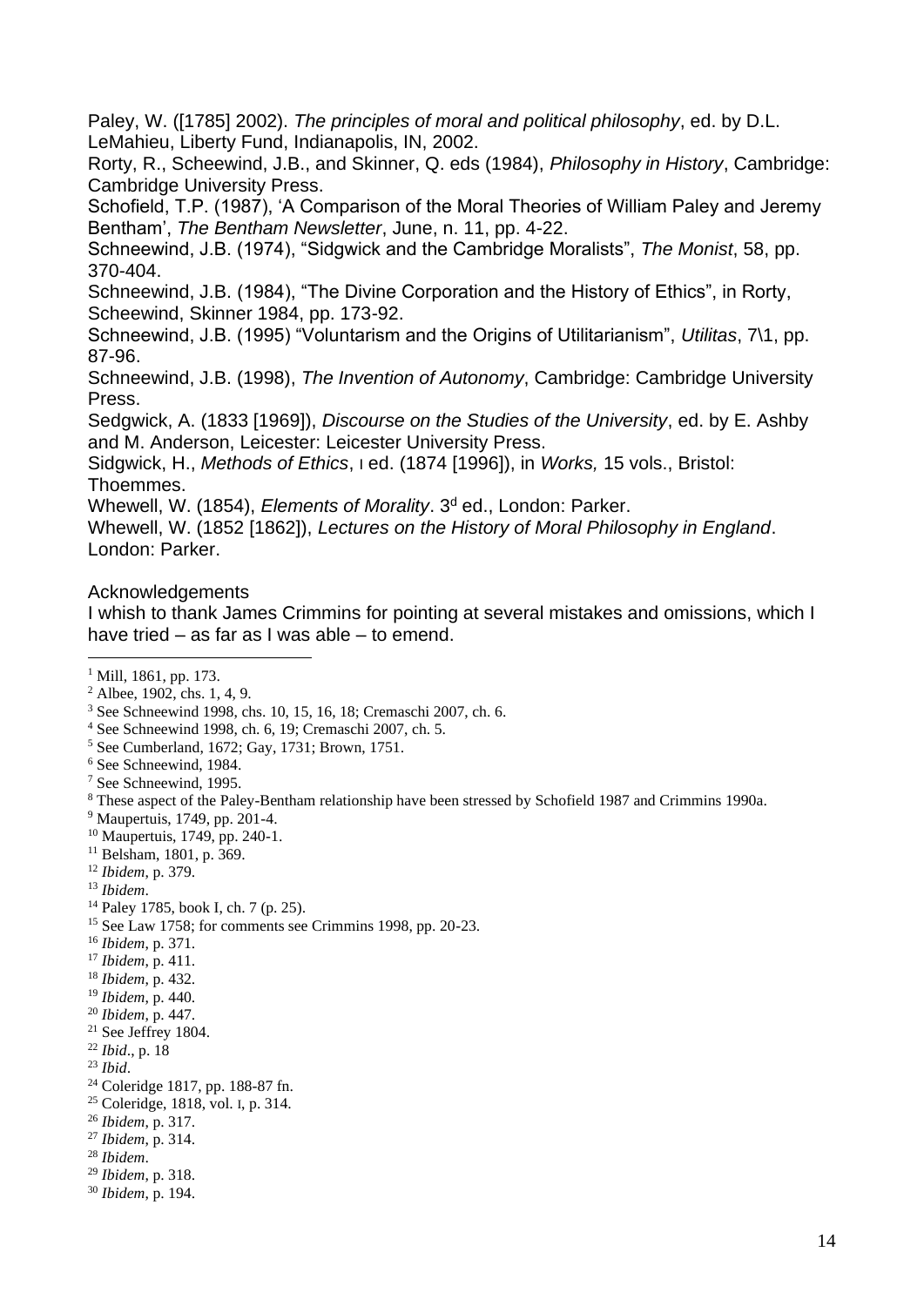Paley, W. ([1785] 2002). *The principles of moral and political philosophy*, ed. by D.L. LeMahieu, Liberty Fund, Indianapolis, IN, 2002.

Rorty, R., Scheewind, J.B., and Skinner, Q. eds (1984), *Philosophy in History*, Cambridge: Cambridge University Press.

Schofield, T.P. (1987), 'A Comparison of the Moral Theories of William Paley and Jeremy Bentham', *The Bentham Newsletter*, June, n. 11, pp. 4-22.

Schneewind, J.B. (1974), "Sidgwick and the Cambridge Moralists", *The Monist*, 58, pp. 370-404.

Schneewind, J.B. (1984), "The Divine Corporation and the History of Ethics", in Rorty, Scheewind, Skinner 1984, pp. 173-92.

Schneewind, J.B. (1995) "Voluntarism and the Origins of Utilitarianism", *Utilitas*, 7\1, pp. 87-96.

Schneewind, J.B. (1998), *The Invention of Autonomy*, Cambridge: Cambridge University Press.

Sedgwick, A. (1833 [1969]), *Discourse on the Studies of the University*, ed. by E. Ashby and M. Anderson, Leicester: Leicester University Press.

Sidgwick, H., *Methods of Ethics*, I ed. (1874 [1996]), in *Works,* 15 vols., Bristol: Thoemmes.

Whewell, W. (1854), *Elements of Morality*. 3d ed., London: Parker.

Whewell, W. (1852 [1862]), *Lectures on the History of Moral Philosophy in England*. London: Parker.

Acknowledgements

I whish to thank James Crimmins for pointing at several mistakes and omissions, which I have tried – as far as I was able – to emend.

---

[1] Mill, 1861, pp. 173.

[2] Albee, 1902, chs. 1, 4, 9.

[3] See Schneewind 1998, chs. 10, 15, 16, 18; Cremaschi 2007, ch. 6.

[4] See Schneewind 1998, ch. 6, 19; Cremaschi 2007, ch. 5.

[5] See Cumberland, 1672; Gay, 1731; Brown, 1751.

[6] See Schneewind, 1984.

[7] See Schneewind, 1995.

[8] These aspect of the Paley-Bentham relationship have been stressed by Schofield 1987 and Crimmins 1990a.

[9] Maupertuis, 1749, pp. 201-4.

[10] Maupertuis, 1749, pp. 240-1.

[11] Belsham, 1801, p. 369.

[12] *Ibidem*, p. 379.

[13] *Ibidem*.

[14] Paley 1785, book I, ch. 7 (p. 25).

[15] See Law 1758; for comments see Crimmins 1998, pp. 20-23.

[16] *Ibidem*, p. 371.

[17] *Ibidem*, p. 411.

[18] *Ibidem*, p. 432.

[19] *Ibidem*, p. 440.

[20] *Ibidem*, p. 447.

[21] See Jeffrey 1804.

[22] *Ibid*., p. 18

[23] *Ibid*.

[24] Coleridge 1817, pp. 188-87 fn.

[25] Coleridge, 1818, vol. I, p. 314.

[26] *Ibidem*, p. 317.

[27] *Ibidem*, p. 314.

[28] *Ibidem*.

[29] *Ibidem*, p. 318.

[30] *Ibidem*, p. 194.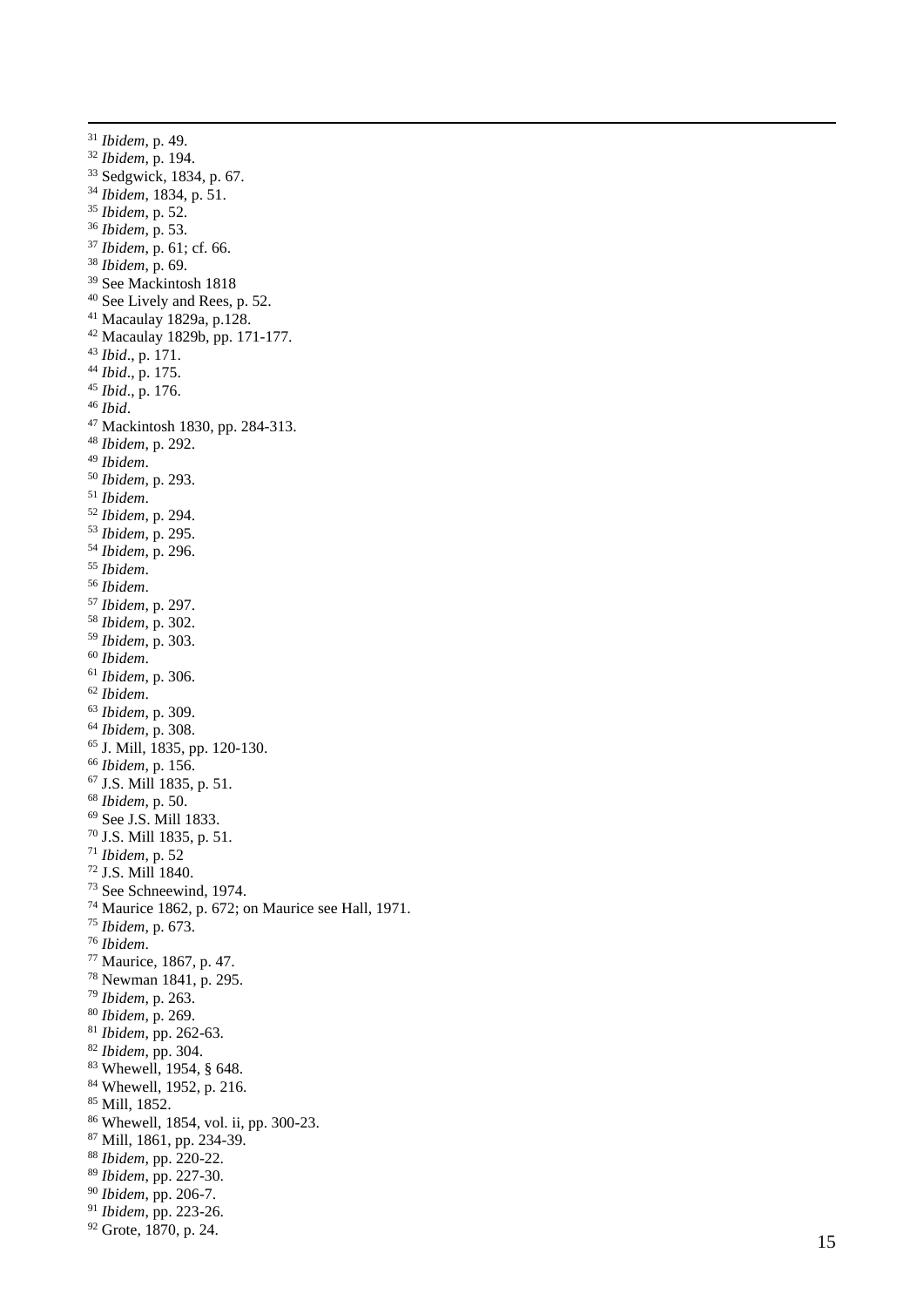[31] *Ibidem*, p. 49.
[32] *Ibidem*, p. 194.
[33] Sedgwick, 1834, p. 67.
[34] *Ibidem*, 1834, p. 51.
[35] *Ibidem*, p. 52.
[36] *Ibidem*, p. 53.
[37] *Ibidem*, p. 61; cf. 66.
[38] *Ibidem*, p. 69.
[39] See Mackintosh 1818
[40] See Lively and Rees, p. 52.
[41] Macaulay 1829a, p.128.
[42] Macaulay 1829b, pp. 171-177.
[43] *Ibid*., p. 171.
[44] *Ibid*., p. 175.
[45] *Ibid*., p. 176.
[46] *Ibid*.
[47] Mackintosh 1830, pp. 284-313.
[48] *Ibidem*, p. 292.
[49] *Ibidem*.
[50] *Ibidem*, p. 293.
[51] *Ibidem*.
[52] *Ibidem*, p. 294.
[53] *Ibidem*, p. 295.
[54] *Ibidem*, p. 296.
[55] *Ibidem*.
[56] *Ibidem*.
[57] *Ibidem*, p. 297.
[58] *Ibidem*, p. 302.
[59] *Ibidem*, p. 303.
[60] *Ibidem*.
[61] *Ibidem*, p. 306.
[62] *Ibidem*.
[63] *Ibidem*, p. 309.
[64] *Ibidem*, p. 308.
[65] J. Mill, 1835, pp. 120-130.
[66] *Ibidem*, p. 156.
[67] J.S. Mill 1835, p. 51.
[68] *Ibidem*, p. 50.
[69] See J.S. Mill 1833.
[70] J.S. Mill 1835, p. 51.
[71] *Ibidem*, p. 52
[72] J.S. Mill 1840.
[73] See Schneewind, 1974.
[74] Maurice 1862, p. 672; on Maurice see Hall, 1971.
[75] *Ibidem*, p. 673.
[76] *Ibidem*.
[77] Maurice, 1867, p. 47.
[78] Newman 1841, p. 295.
[79] *Ibidem*, p. 263.
[80] *Ibidem*, p. 269.
[81] *Ibidem*, pp. 262-63.
[82] *Ibidem*, pp. 304.
[83] Whewell, 1954, § 648.
[84] Whewell, 1952, p. 216.
[85] Mill, 1852.
[86] Whewell, 1854, vol. ii, pp. 300-23.
[87] Mill, 1861, pp. 234-39.
[88] *Ibidem*, pp. 220-22.
[89] *Ibidem*, pp. 227-30.
[90] *Ibidem*, pp. 206-7.
[91] *Ibidem*, pp. 223-26.
[92] Grote, 1870, p. 24.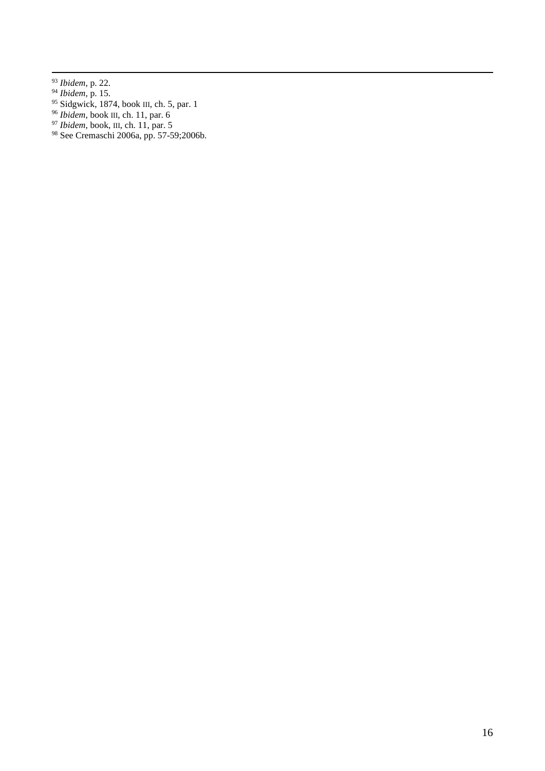[93] *Ibidem*, p. 22.

[94] *Ibidem*, p. 15.

[95] Sidgwick, 1874, book III, ch. 5, par. 1

[96] *Ibidem*, book III, ch. 11, par. 6

[97] *Ibidem*, book, III, ch. 11, par. 5

[98] See Cremaschi 2006a, pp. 57-59;2006b.